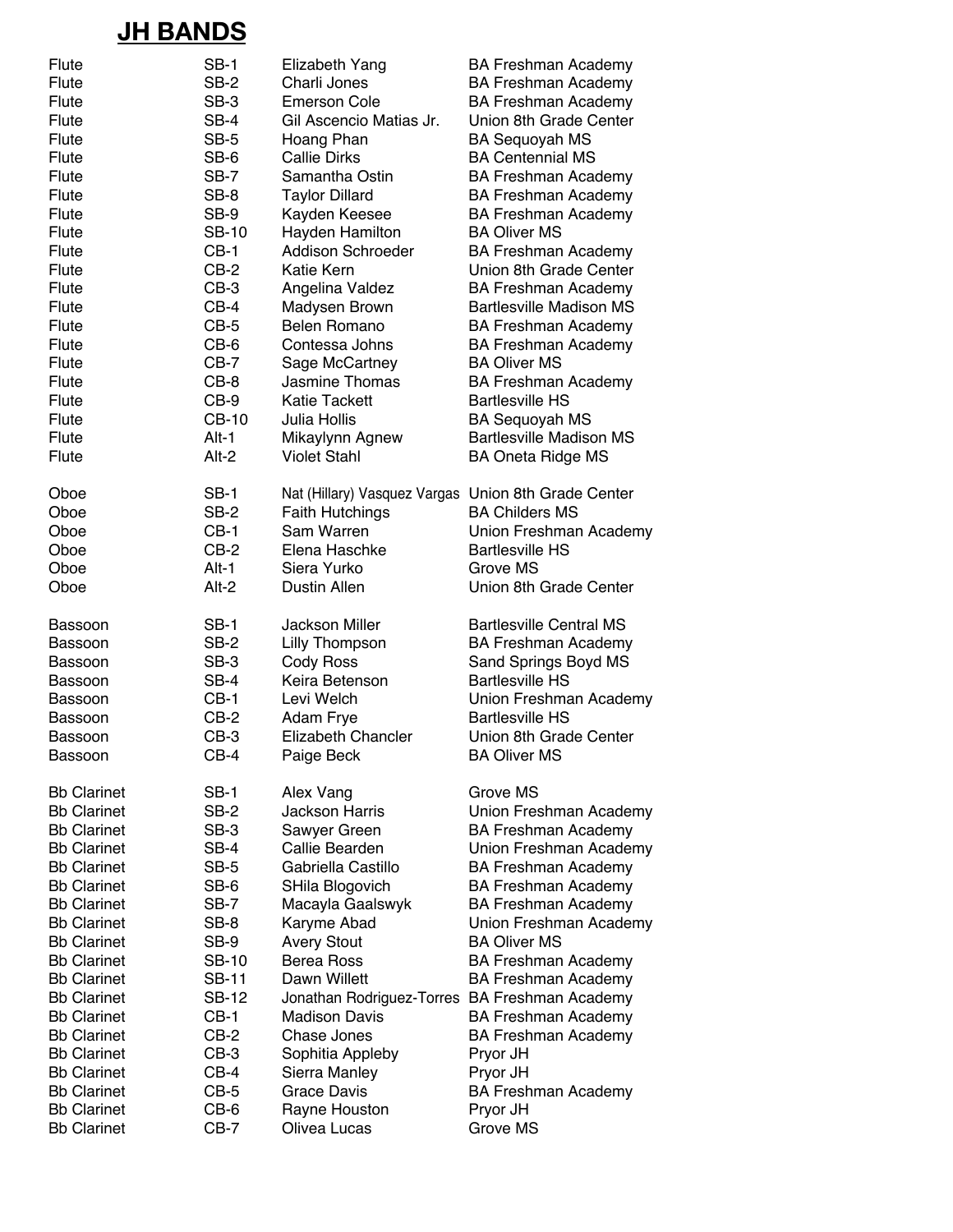# JH BANDS

| | | | |
|---|---|---|---|
| Flute | SB-1 | Elizabeth Yang | BA Freshman Academy |
| Flute | SB-2 | Charli Jones | BA Freshman Academy |
| Flute | SB-3 | Emerson Cole | BA Freshman Academy |
| Flute | SB-4 | Gil Ascencio Matias Jr. | Union 8th Grade Center |
| Flute | SB-5 | Hoang Phan | BA Sequoyah MS |
| Flute | SB-6 | Callie Dirks | BA Centennial MS |
| Flute | SB-7 | Samantha Ostin | BA Freshman Academy |
| Flute | SB-8 | Taylor Dillard | BA Freshman Academy |
| Flute | SB-9 | Kayden Keesee | BA Freshman Academy |
| Flute | SB-10 | Hayden Hamilton | BA Oliver MS |
| Flute | CB-1 | Addison Schroeder | BA Freshman Academy |
| Flute | CB-2 | Katie Kern | Union 8th Grade Center |
| Flute | CB-3 | Angelina Valdez | BA Freshman Academy |
| Flute | CB-4 | Madysen Brown | Bartlesville Madison MS |
| Flute | CB-5 | Belen Romano | BA Freshman Academy |
| Flute | CB-6 | Contessa Johns | BA Freshman Academy |
| Flute | CB-7 | Sage McCartney | BA Oliver MS |
| Flute | CB-8 | Jasmine Thomas | BA Freshman Academy |
| Flute | CB-9 | Katie Tackett | Bartlesville HS |
| Flute | CB-10 | Julia Hollis | BA Sequoyah MS |
| Flute | Alt-1 | Mikaylynn Agnew | Bartlesville Madison MS |
| Flute | Alt-2 | Violet Stahl | BA Oneta Ridge MS |
| | | | |
| Oboe | SB-1 | Nat (Hillary) Vasquez Vargas | Union 8th Grade Center |
| Oboe | SB-2 | Faith Hutchings | BA Childers MS |
| Oboe | CB-1 | Sam Warren | Union Freshman Academy |
| Oboe | CB-2 | Elena Haschke | Bartlesville HS |
| Oboe | Alt-1 | Siera Yurko | Grove MS |
| Oboe | Alt-2 | Dustin Allen | Union 8th Grade Center |
| | | | |
| Bassoon | SB-1 | Jackson Miller | Bartlesville Central MS |
| Bassoon | SB-2 | Lilly Thompson | BA Freshman Academy |
| Bassoon | SB-3 | Cody Ross | Sand Springs Boyd MS |
| Bassoon | SB-4 | Keira Betenson | Bartlesville HS |
| Bassoon | CB-1 | Levi Welch | Union Freshman Academy |
| Bassoon | CB-2 | Adam Frye | Bartlesville HS |
| Bassoon | CB-3 | Elizabeth Chancler | Union 8th Grade Center |
| Bassoon | CB-4 | Paige Beck | BA Oliver MS |
| | | | |
| Bb Clarinet | SB-1 | Alex Vang | Grove MS |
| Bb Clarinet | SB-2 | Jackson Harris | Union Freshman Academy |
| Bb Clarinet | SB-3 | Sawyer Green | BA Freshman Academy |
| Bb Clarinet | SB-4 | Callie Bearden | Union Freshman Academy |
| Bb Clarinet | SB-5 | Gabriella Castillo | BA Freshman Academy |
| Bb Clarinet | SB-6 | SHila Blogovich | BA Freshman Academy |
| Bb Clarinet | SB-7 | Macayla Gaalswyk | BA Freshman Academy |
| Bb Clarinet | SB-8 | Karyme Abad | Union Freshman Academy |
| Bb Clarinet | SB-9 | Avery Stout | BA Oliver MS |
| Bb Clarinet | SB-10 | Berea Ross | BA Freshman Academy |
| Bb Clarinet | SB-11 | Dawn Willett | BA Freshman Academy |
| Bb Clarinet | SB-12 | Jonathan Rodriguez-Torres | BA Freshman Academy |
| Bb Clarinet | CB-1 | Madison Davis | BA Freshman Academy |
| Bb Clarinet | CB-2 | Chase Jones | BA Freshman Academy |
| Bb Clarinet | CB-3 | Sophitia Appleby | Pryor JH |
| Bb Clarinet | CB-4 | Sierra Manley | Pryor JH |
| Bb Clarinet | CB-5 | Grace Davis | BA Freshman Academy |
| Bb Clarinet | CB-6 | Rayne Houston | Pryor JH |
| Bb Clarinet | CB-7 | Olivea Lucas | Grove MS |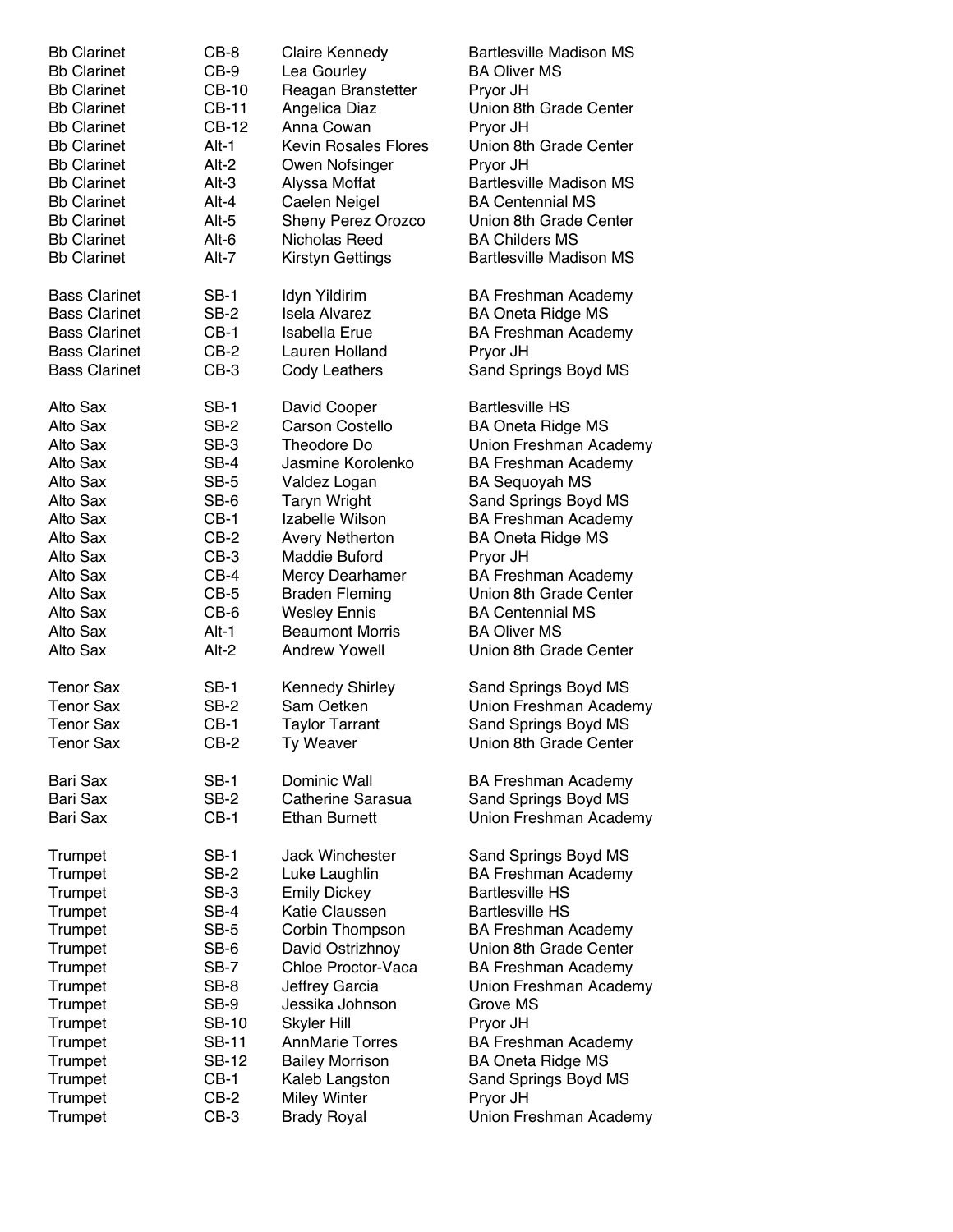| | | | |
|---|---|---|---|
| Bb Clarinet | CB-8 | Claire Kennedy | Bartlesville Madison MS |
| Bb Clarinet | CB-9 | Lea Gourley | BA Oliver MS |
| Bb Clarinet | CB-10 | Reagan Branstetter | Pryor JH |
| Bb Clarinet | CB-11 | Angelica Diaz | Union 8th Grade Center |
| Bb Clarinet | CB-12 | Anna Cowan | Pryor JH |
| Bb Clarinet | Alt-1 | Kevin Rosales Flores | Union 8th Grade Center |
| Bb Clarinet | Alt-2 | Owen Nofsinger | Pryor JH |
| Bb Clarinet | Alt-3 | Alyssa Moffat | Bartlesville Madison MS |
| Bb Clarinet | Alt-4 | Caelen Neigel | BA Centennial MS |
| Bb Clarinet | Alt-5 | Sheny Perez Orozco | Union 8th Grade Center |
| Bb Clarinet | Alt-6 | Nicholas Reed | BA Childers MS |
| Bb Clarinet | Alt-7 | Kirstyn Gettings | Bartlesville Madison MS |
| | | | |
| Bass Clarinet | SB-1 | Idyn Yildirim | BA Freshman Academy |
| Bass Clarinet | SB-2 | Isela Alvarez | BA Oneta Ridge MS |
| Bass Clarinet | CB-1 | Isabella Erue | BA Freshman Academy |
| Bass Clarinet | CB-2 | Lauren Holland | Pryor JH |
| Bass Clarinet | CB-3 | Cody Leathers | Sand Springs Boyd MS |
| | | | |
| Alto Sax | SB-1 | David Cooper | Bartlesville HS |
| Alto Sax | SB-2 | Carson Costello | BA Oneta Ridge MS |
| Alto Sax | SB-3 | Theodore Do | Union Freshman Academy |
| Alto Sax | SB-4 | Jasmine Korolenko | BA Freshman Academy |
| Alto Sax | SB-5 | Valdez Logan | BA Sequoyah MS |
| Alto Sax | SB-6 | Taryn Wright | Sand Springs Boyd MS |
| Alto Sax | CB-1 | Izabelle Wilson | BA Freshman Academy |
| Alto Sax | CB-2 | Avery Netherton | BA Oneta Ridge MS |
| Alto Sax | CB-3 | Maddie Buford | Pryor JH |
| Alto Sax | CB-4 | Mercy Dearhamer | BA Freshman Academy |
| Alto Sax | CB-5 | Braden Fleming | Union 8th Grade Center |
| Alto Sax | CB-6 | Wesley Ennis | BA Centennial MS |
| Alto Sax | Alt-1 | Beaumont Morris | BA Oliver MS |
| Alto Sax | Alt-2 | Andrew Yowell | Union 8th Grade Center |
| | | | |
| Tenor Sax | SB-1 | Kennedy Shirley | Sand Springs Boyd MS |
| Tenor Sax | SB-2 | Sam Oetken | Union Freshman Academy |
| Tenor Sax | CB-1 | Taylor Tarrant | Sand Springs Boyd MS |
| Tenor Sax | CB-2 | Ty Weaver | Union 8th Grade Center |
| | | | |
| Bari Sax | SB-1 | Dominic Wall | BA Freshman Academy |
| Bari Sax | SB-2 | Catherine Sarasua | Sand Springs Boyd MS |
| Bari Sax | CB-1 | Ethan Burnett | Union Freshman Academy |
| | | | |
| Trumpet | SB-1 | Jack Winchester | Sand Springs Boyd MS |
| Trumpet | SB-2 | Luke Laughlin | BA Freshman Academy |
| Trumpet | SB-3 | Emily Dickey | Bartlesville HS |
| Trumpet | SB-4 | Katie Claussen | Bartlesville HS |
| Trumpet | SB-5 | Corbin Thompson | BA Freshman Academy |
| Trumpet | SB-6 | David Ostrizhnoy | Union 8th Grade Center |
| Trumpet | SB-7 | Chloe Proctor-Vaca | BA Freshman Academy |
| Trumpet | SB-8 | Jeffrey Garcia | Union Freshman Academy |
| Trumpet | SB-9 | Jessika Johnson | Grove MS |
| Trumpet | SB-10 | Skyler Hill | Pryor JH |
| Trumpet | SB-11 | AnnMarie Torres | BA Freshman Academy |
| Trumpet | SB-12 | Bailey Morrison | BA Oneta Ridge MS |
| Trumpet | CB-1 | Kaleb Langston | Sand Springs Boyd MS |
| Trumpet | CB-2 | Miley Winter | Pryor JH |
| Trumpet | CB-3 | Brady Royal | Union Freshman Academy |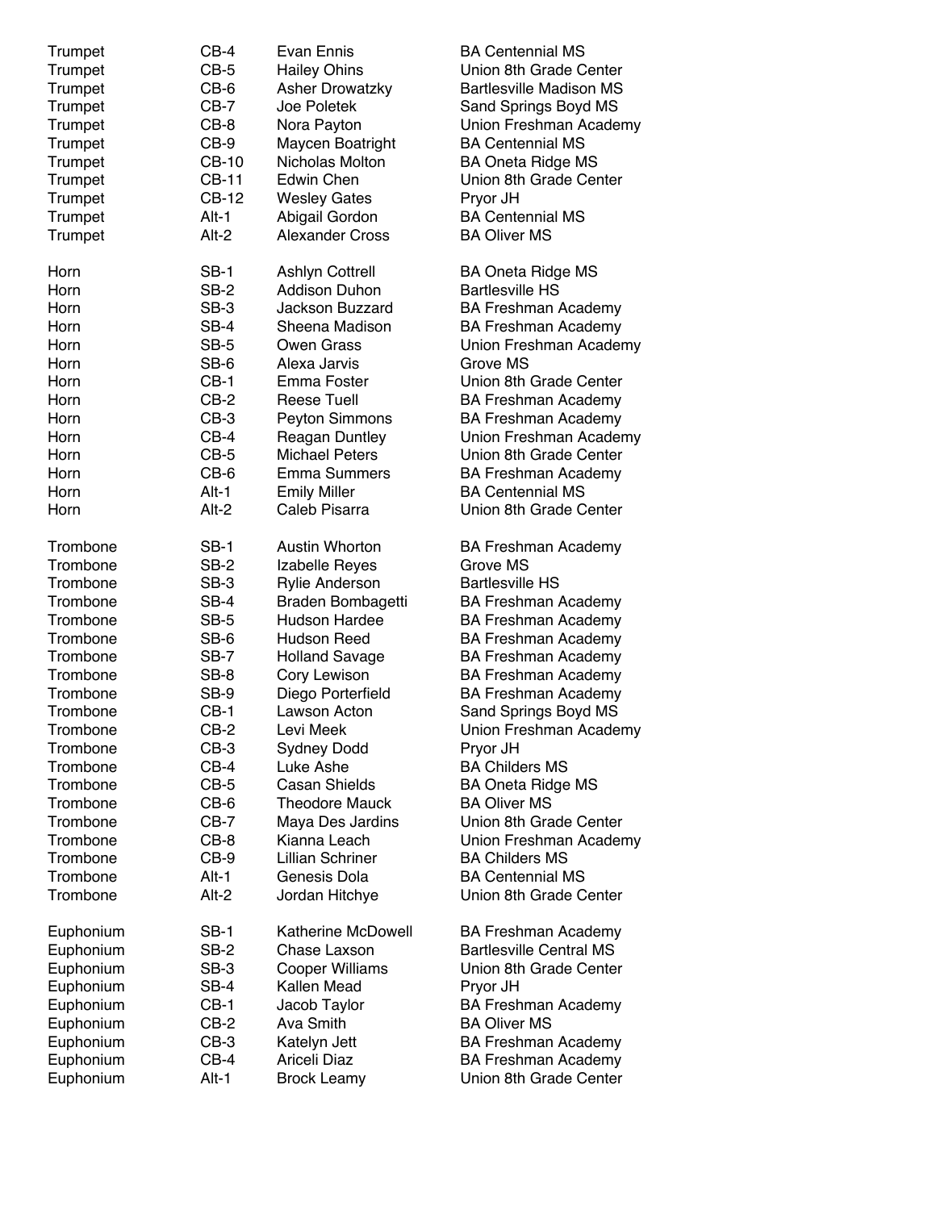| | | | |
|---|---|---|---|
| Trumpet | CB-4 | Evan Ennis | BA Centennial MS |
| Trumpet | CB-5 | Hailey Ohins | Union 8th Grade Center |
| Trumpet | CB-6 | Asher Drowatzky | Bartlesville Madison MS |
| Trumpet | CB-7 | Joe Poletek | Sand Springs Boyd MS |
| Trumpet | CB-8 | Nora Payton | Union Freshman Academy |
| Trumpet | CB-9 | Maycen Boatright | BA Centennial MS |
| Trumpet | CB-10 | Nicholas Molton | BA Oneta Ridge MS |
| Trumpet | CB-11 | Edwin Chen | Union 8th Grade Center |
| Trumpet | CB-12 | Wesley Gates | Pryor JH |
| Trumpet | Alt-1 | Abigail Gordon | BA Centennial MS |
| Trumpet | Alt-2 | Alexander Cross | BA Oliver MS |
| | | | |
| Horn | SB-1 | Ashlyn Cottrell | BA Oneta Ridge MS |
| Horn | SB-2 | Addison Duhon | Bartlesville HS |
| Horn | SB-3 | Jackson Buzzard | BA Freshman Academy |
| Horn | SB-4 | Sheena Madison | BA Freshman Academy |
| Horn | SB-5 | Owen Grass | Union Freshman Academy |
| Horn | SB-6 | Alexa Jarvis | Grove MS |
| Horn | CB-1 | Emma Foster | Union 8th Grade Center |
| Horn | CB-2 | Reese Tuell | BA Freshman Academy |
| Horn | CB-3 | Peyton Simmons | BA Freshman Academy |
| Horn | CB-4 | Reagan Duntley | Union Freshman Academy |
| Horn | CB-5 | Michael Peters | Union 8th Grade Center |
| Horn | CB-6 | Emma Summers | BA Freshman Academy |
| Horn | Alt-1 | Emily Miller | BA Centennial MS |
| Horn | Alt-2 | Caleb Pisarra | Union 8th Grade Center |
| | | | |
| Trombone | SB-1 | Austin Whorton | BA Freshman Academy |
| Trombone | SB-2 | Izabelle Reyes | Grove MS |
| Trombone | SB-3 | Rylie Anderson | Bartlesville HS |
| Trombone | SB-4 | Braden Bombagetti | BA Freshman Academy |
| Trombone | SB-5 | Hudson Hardee | BA Freshman Academy |
| Trombone | SB-6 | Hudson Reed | BA Freshman Academy |
| Trombone | SB-7 | Holland Savage | BA Freshman Academy |
| Trombone | SB-8 | Cory Lewison | BA Freshman Academy |
| Trombone | SB-9 | Diego Porterfield | BA Freshman Academy |
| Trombone | CB-1 | Lawson Acton | Sand Springs Boyd MS |
| Trombone | CB-2 | Levi Meek | Union Freshman Academy |
| Trombone | CB-3 | Sydney Dodd | Pryor JH |
| Trombone | CB-4 | Luke Ashe | BA Childers MS |
| Trombone | CB-5 | Casan Shields | BA Oneta Ridge MS |
| Trombone | CB-6 | Theodore Mauck | BA Oliver MS |
| Trombone | CB-7 | Maya Des Jardins | Union 8th Grade Center |
| Trombone | CB-8 | Kianna Leach | Union Freshman Academy |
| Trombone | CB-9 | Lillian Schriner | BA Childers MS |
| Trombone | Alt-1 | Genesis Dola | BA Centennial MS |
| Trombone | Alt-2 | Jordan Hitchye | Union 8th Grade Center |
| | | | |
| Euphonium | SB-1 | Katherine McDowell | BA Freshman Academy |
| Euphonium | SB-2 | Chase Laxson | Bartlesville Central MS |
| Euphonium | SB-3 | Cooper Williams | Union 8th Grade Center |
| Euphonium | SB-4 | Kallen Mead | Pryor JH |
| Euphonium | CB-1 | Jacob Taylor | BA Freshman Academy |
| Euphonium | CB-2 | Ava Smith | BA Oliver MS |
| Euphonium | CB-3 | Katelyn Jett | BA Freshman Academy |
| Euphonium | CB-4 | Ariceli Diaz | BA Freshman Academy |
| Euphonium | Alt-1 | Brock Leamy | Union 8th Grade Center |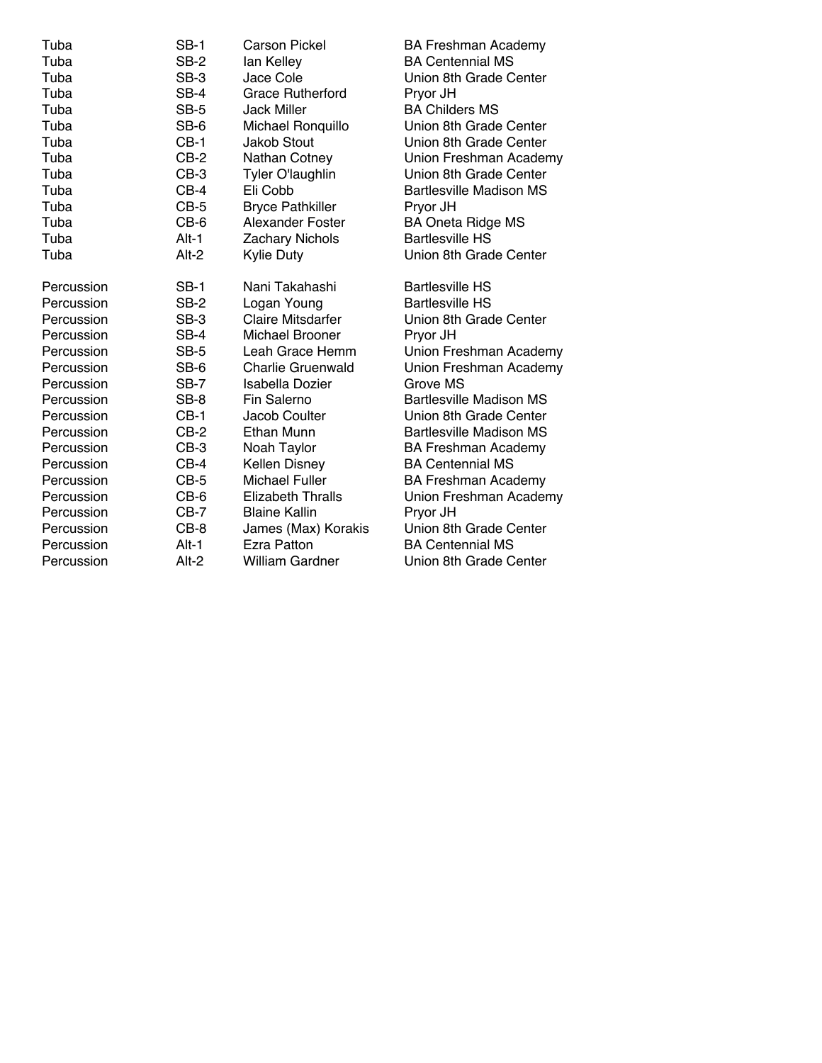| | | | |
|---|---|---|---|
| Tuba | SB-1 | Carson Pickel | BA Freshman Academy |
| Tuba | SB-2 | Ian Kelley | BA Centennial MS |
| Tuba | SB-3 | Jace Cole | Union 8th Grade Center |
| Tuba | SB-4 | Grace Rutherford | Pryor JH |
| Tuba | SB-5 | Jack Miller | BA Childers MS |
| Tuba | SB-6 | Michael Ronquillo | Union 8th Grade Center |
| Tuba | CB-1 | Jakob Stout | Union 8th Grade Center |
| Tuba | CB-2 | Nathan Cotney | Union Freshman Academy |
| Tuba | CB-3 | Tyler O'laughlin | Union 8th Grade Center |
| Tuba | CB-4 | Eli Cobb | Bartlesville Madison MS |
| Tuba | CB-5 | Bryce Pathkiller | Pryor JH |
| Tuba | CB-6 | Alexander Foster | BA Oneta Ridge MS |
| Tuba | Alt-1 | Zachary Nichols | Bartlesville HS |
| Tuba | Alt-2 | Kylie Duty | Union 8th Grade Center |
| | | | |
| Percussion | SB-1 | Nani Takahashi | Bartlesville HS |
| Percussion | SB-2 | Logan Young | Bartlesville HS |
| Percussion | SB-3 | Claire Mitsdarfer | Union 8th Grade Center |
| Percussion | SB-4 | Michael Brooner | Pryor JH |
| Percussion | SB-5 | Leah Grace Hemm | Union Freshman Academy |
| Percussion | SB-6 | Charlie Gruenwald | Union Freshman Academy |
| Percussion | SB-7 | Isabella Dozier | Grove MS |
| Percussion | SB-8 | Fin Salerno | Bartlesville Madison MS |
| Percussion | CB-1 | Jacob Coulter | Union 8th Grade Center |
| Percussion | CB-2 | Ethan Munn | Bartlesville Madison MS |
| Percussion | CB-3 | Noah Taylor | BA Freshman Academy |
| Percussion | CB-4 | Kellen Disney | BA Centennial MS |
| Percussion | CB-5 | Michael Fuller | BA Freshman Academy |
| Percussion | CB-6 | Elizabeth Thralls | Union Freshman Academy |
| Percussion | CB-7 | Blaine Kallin | Pryor JH |
| Percussion | CB-8 | James (Max) Korakis | Union 8th Grade Center |
| Percussion | Alt-1 | Ezra Patton | BA Centennial MS |
| Percussion | Alt-2 | William Gardner | Union 8th Grade Center |